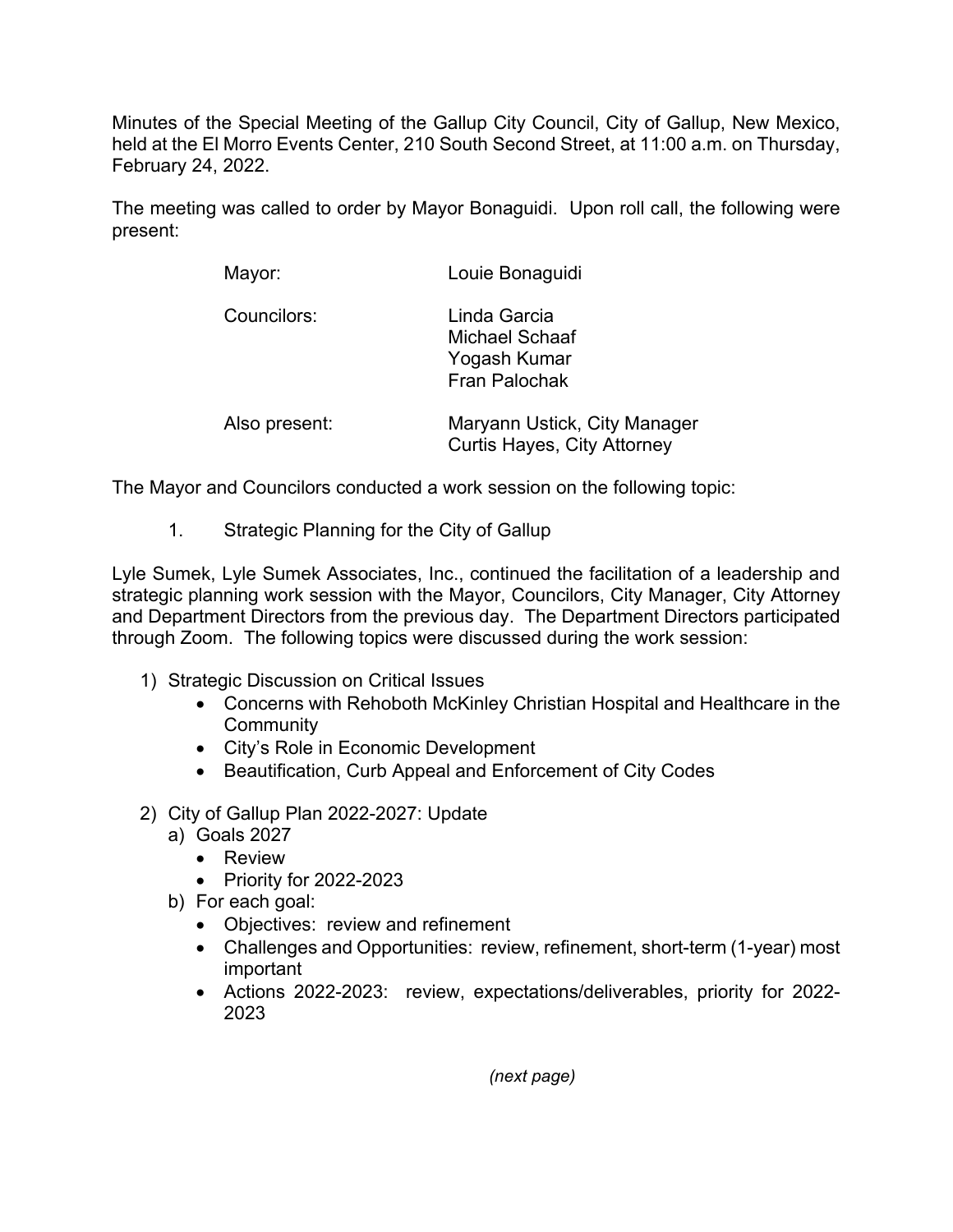Minutes of the Special Meeting of the Gallup City Council, City of Gallup, New Mexico, held at the El Morro Events Center, 210 South Second Street, at 11:00 a.m. on Thursday, February 24, 2022.

The meeting was called to order by Mayor Bonaguidi. Upon roll call, the following were present:

| | |
|---|---|
| Mayor: | Louie Bonaguidi |
| Councilors: | Linda Garcia<br>Michael Schaaf<br>Yogash Kumar<br>Fran Palochak |
| Also present: | Maryann Ustick, City Manager<br>Curtis Hayes, City Attorney |

The Mayor and Councilors conducted a work session on the following topic:

1. Strategic Planning for the City of Gallup

Lyle Sumek, Lyle Sumek Associates, Inc., continued the facilitation of a leadership and strategic planning work session with the Mayor, Councilors, City Manager, City Attorney and Department Directors from the previous day. The Department Directors participated through Zoom. The following topics were discussed during the work session:

1) Strategic Discussion on Critical Issues
    - Concerns with Rehoboth McKinley Christian Hospital and Healthcare in the Community
    - City's Role in Economic Development
    - Beautification, Curb Appeal and Enforcement of City Codes

2) City of Gallup Plan 2022-2027: Update
    a) Goals 2027
        - Review
        - Priority for 2022-2023
    b) For each goal:
        - Objectives: review and refinement
        - Challenges and Opportunities: review, refinement, short-term (1-year) most important
        - Actions 2022-2023: review, expectations/deliverables, priority for 2022-2023

*(next page)*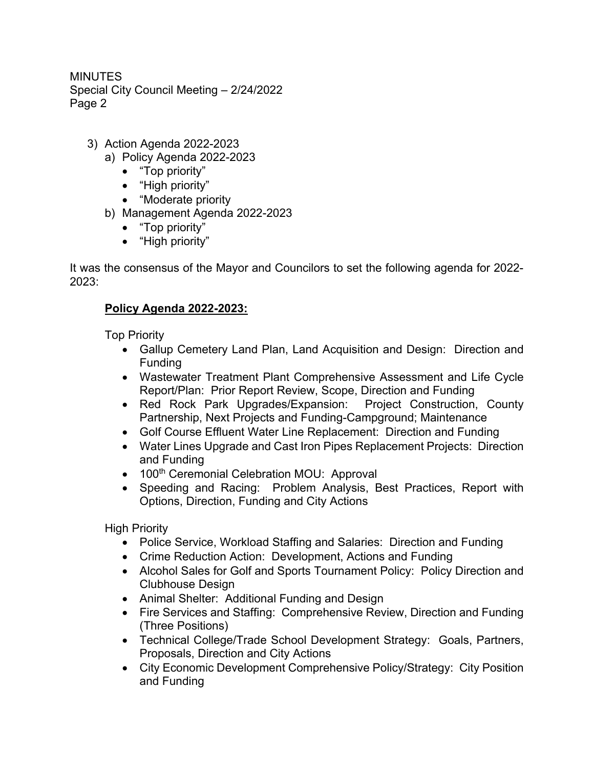3) Action Agenda 2022-2023
   a) Policy Agenda 2022-2023
      - "Top priority"
      - "High priority"
      - "Moderate priority
   b) Management Agenda 2022-2023
      - "Top priority"
      - "High priority"

It was the consensus of the Mayor and Councilors to set the following agenda for 2022-2023:

**<u>Policy Agenda 2022-2023:</u>**

Top Priority

- Gallup Cemetery Land Plan, Land Acquisition and Design: Direction and Funding
- Wastewater Treatment Plant Comprehensive Assessment and Life Cycle Report/Plan: Prior Report Review, Scope, Direction and Funding
- Red Rock Park Upgrades/Expansion: Project Construction, County Partnership, Next Projects and Funding-Campground; Maintenance
- Golf Course Effluent Water Line Replacement: Direction and Funding
- Water Lines Upgrade and Cast Iron Pipes Replacement Projects: Direction and Funding
- 100th Ceremonial Celebration MOU: Approval
- Speeding and Racing: Problem Analysis, Best Practices, Report with Options, Direction, Funding and City Actions

High Priority

- Police Service, Workload Staffing and Salaries: Direction and Funding
- Crime Reduction Action: Development, Actions and Funding
- Alcohol Sales for Golf and Sports Tournament Policy: Policy Direction and Clubhouse Design
- Animal Shelter: Additional Funding and Design
- Fire Services and Staffing: Comprehensive Review, Direction and Funding (Three Positions)
- Technical College/Trade School Development Strategy: Goals, Partners, Proposals, Direction and City Actions
- City Economic Development Comprehensive Policy/Strategy: City Position and Funding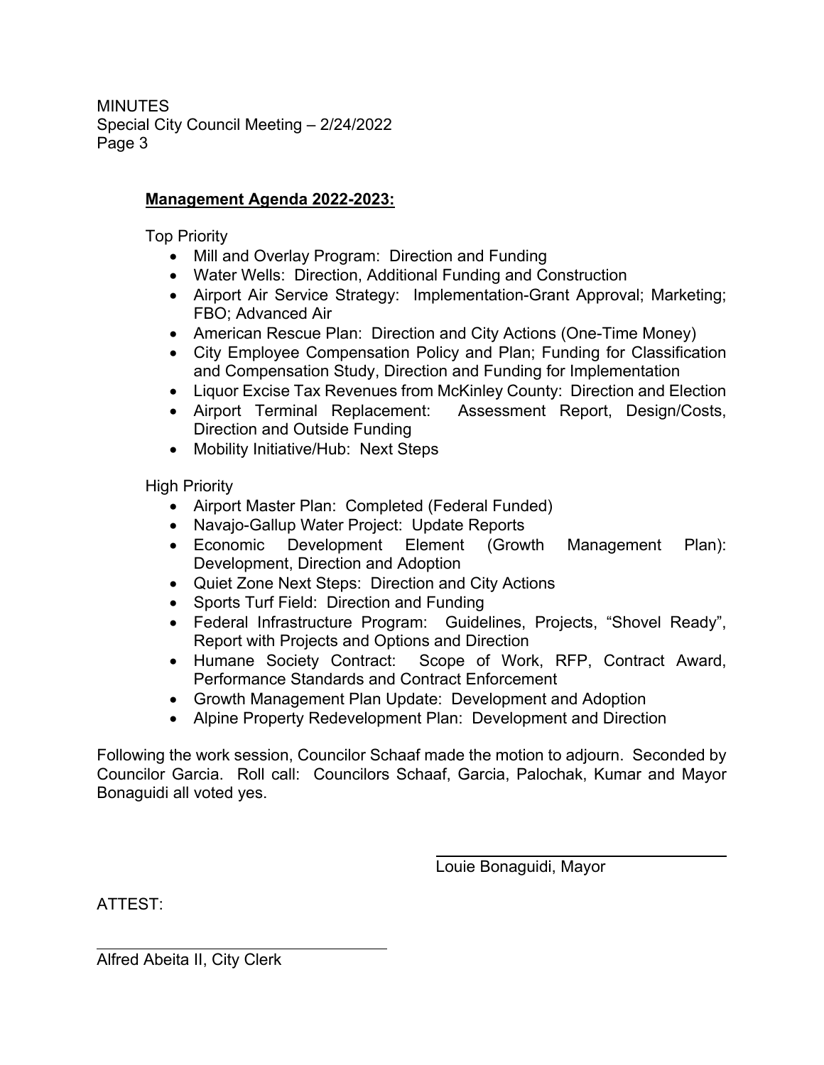**Management Agenda 2022-2023:**

Top Priority

- Mill and Overlay Program: Direction and Funding
- Water Wells: Direction, Additional Funding and Construction
- Airport Air Service Strategy: Implementation-Grant Approval; Marketing; FBO; Advanced Air
- American Rescue Plan: Direction and City Actions (One-Time Money)
- City Employee Compensation Policy and Plan; Funding for Classification and Compensation Study, Direction and Funding for Implementation
- Liquor Excise Tax Revenues from McKinley County: Direction and Election
- Airport Terminal Replacement: Assessment Report, Design/Costs, Direction and Outside Funding
- Mobility Initiative/Hub: Next Steps

High Priority

- Airport Master Plan: Completed (Federal Funded)
- Navajo-Gallup Water Project: Update Reports
- Economic Development Element (Growth Management Plan): Development, Direction and Adoption
- Quiet Zone Next Steps: Direction and City Actions
- Sports Turf Field: Direction and Funding
- Federal Infrastructure Program: Guidelines, Projects, "Shovel Ready", Report with Projects and Options and Direction
- Humane Society Contract: Scope of Work, RFP, Contract Award, Performance Standards and Contract Enforcement
- Growth Management Plan Update: Development and Adoption
- Alpine Property Redevelopment Plan: Development and Direction

Following the work session, Councilor Schaaf made the motion to adjourn. Seconded by Councilor Garcia. Roll call: Councilors Schaaf, Garcia, Palochak, Kumar and Mayor Bonaguidi all voted yes.

\_\_\_\_\_\_\_\_\_\_\_\_\_\_\_\_\_\_\_\_\_\_\_\_\_\_\_\_\_\_\_\_
Louie Bonaguidi, Mayor

ATTEST:

\_\_\_\_\_\_\_\_\_\_\_\_\_\_\_\_\_\_\_\_\_\_\_\_\_\_\_\_\_\_\_\_
Alfred Abeita II, City Clerk